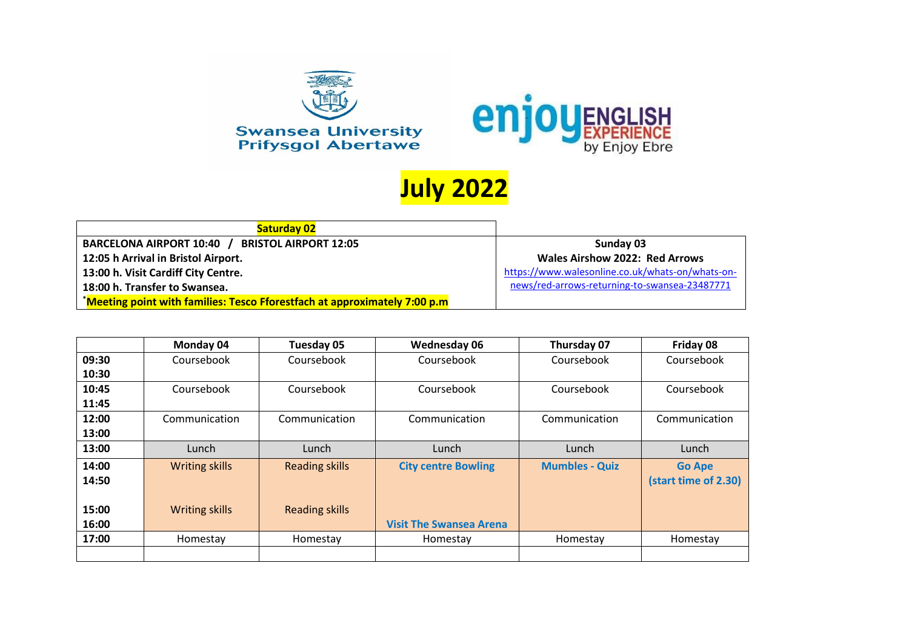Swansea University
Prifysgol Abertawe

enjoy ENGLISH EXPERIENCE by Enjoy Ebre

# July 2022

| Saturday 02 | Sunday 03 |
|---|---|
| **BARCELONA AIRPORT 10:40 / BRISTOL AIRPORT 12:05** | **Sunday 03** |
| **12:05 h Arrival in Bristol Airport.** | **Wales Airshow 2022: Red Arrows** |
| **13:00 h. Visit Cardiff City Centre.** | https://www.walesonline.co.uk/whats-on/whats-on-news/red-arrows-returning-to-swansea-23487771 |
| **18:00 h. Transfer to Swansea.** | |
| *Meeting point with families: Tesco Fforestfach at approximately 7:00 p.m | |

| | Monday 04 | Tuesday 05 | Wednesday 06 | Thursday 07 | Friday 08 |
|---|---|---|---|---|---|
| **09:30 10:30** | Coursebook | Coursebook | Coursebook | Coursebook | Coursebook |
| **10:45 11:45** | Coursebook | Coursebook | Coursebook | Coursebook | Coursebook |
| **12:00 13:00** | Communication | Communication | Communication | Communication | Communication |
| **13:00** | Lunch | Lunch | Lunch | Lunch | Lunch |
| **14:00 14:50** | Writing skills | Reading skills | **City centre Bowling** | **Mumbles - Quiz** | **Go Ape (start time of 2.30)** |
| **15:00 16:00** | Writing skills | Reading skills | **Visit The Swansea Arena** | | |
| **17:00** | Homestay | Homestay | Homestay | Homestay | Homestay |
| | | | | | |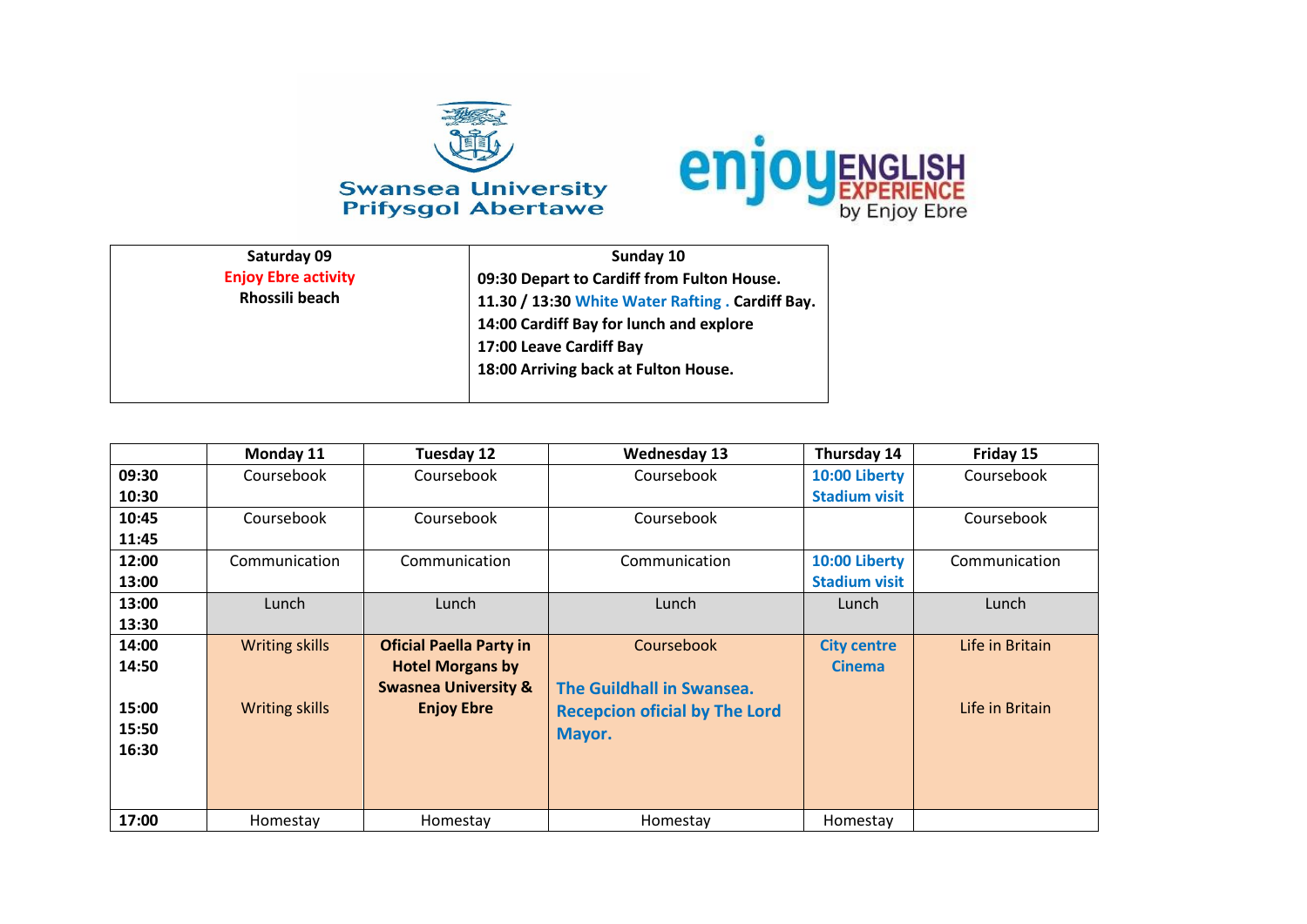Swansea University
Prifysgol Abertawe

enjoy ENGLISH EXPERIENCE by Enjoy Ebre

| Saturday 09 | Sunday 10 |
|---|---|
| Enjoy Ebre activity<br>Rhossili beach | 09:30 Depart to Cardiff from Fulton House.<br>11.30 / 13:30 White Water Rafting . Cardiff Bay.<br>14:00 Cardiff Bay for lunch and explore<br>17:00 Leave Cardiff Bay<br>18:00 Arriving back at Fulton House. |

| | Monday 11 | Tuesday 12 | Wednesday 13 | Thursday 14 | Friday 15 |
|---|---|---|---|---|---|
| 09:30<br>10:30 | Coursebook | Coursebook | Coursebook | 10:00 Liberty Stadium visit | Coursebook |
| 10:45<br>11:45 | Coursebook | Coursebook | Coursebook | | Coursebook |
| 12:00<br>13:00 | Communication | Communication | Communication | 10:00 Liberty Stadium visit | Communication |
| 13:00<br>13:30 | Lunch | Lunch | Lunch | Lunch | Lunch |
| 14:00<br>14:50<br><br>15:00<br>15:50<br>16:30 | Writing skills<br><br>Writing skills | **Oficial Paella Party in Hotel Morgans by Swasnea University & Enjoy Ebre** | Coursebook<br><br>**The Guildhall in Swansea. Recepcion oficial by The Lord Mayor.** | City centre Cinema | Life in Britain<br><br>Life in Britain |
| 17:00 | Homestay | Homestay | Homestay | Homestay | |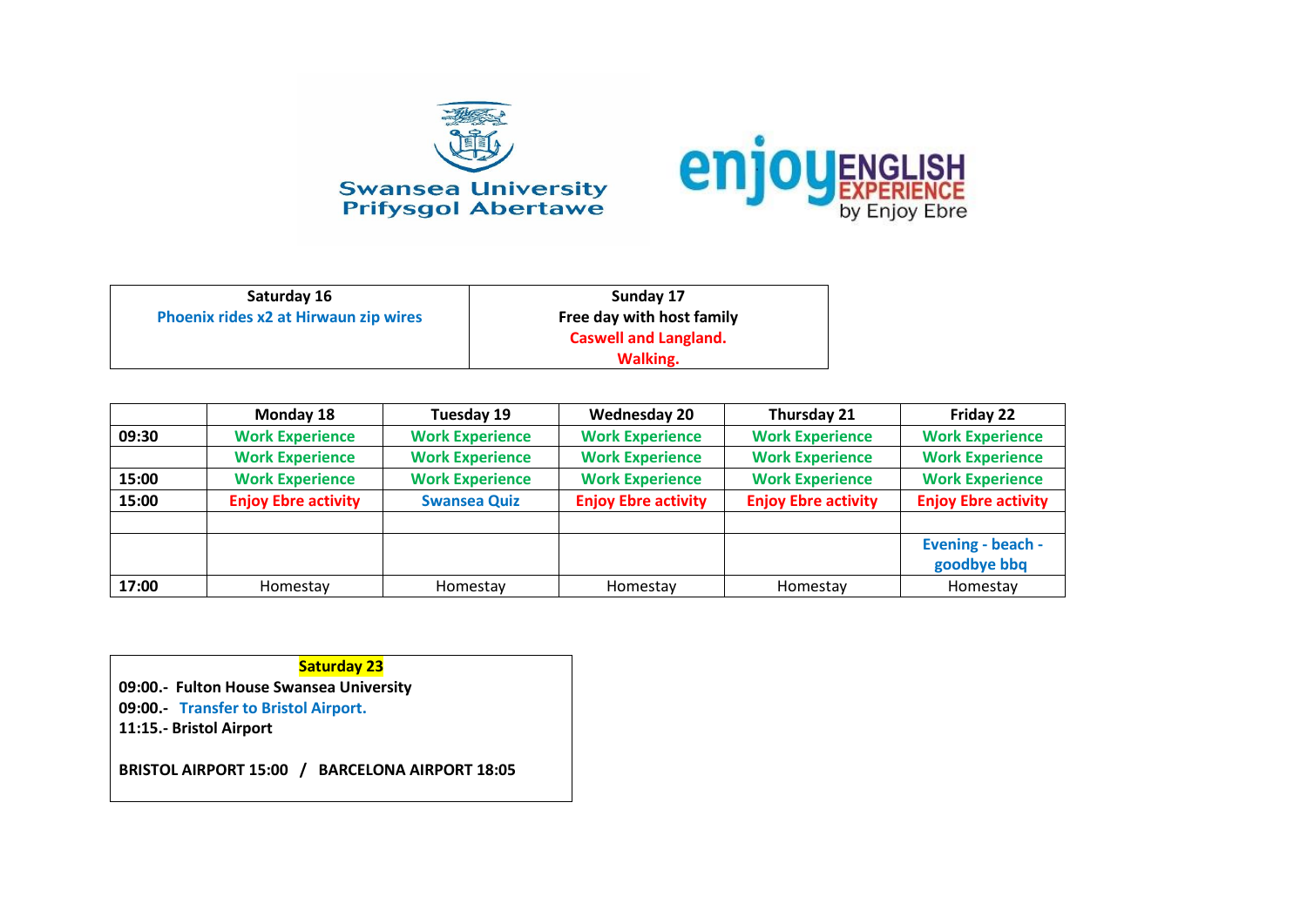Swansea University
Prifysgol Abertawe

enjoy ENGLISH EXPERIENCE by Enjoy Ebre

| Saturday 16 | Sunday 17 |
|---|---|
| Phoenix rides x2 at Hirwaun zip wires | Free day with host family<br>Caswell and Langland.<br>Walking. |

| | Monday 18 | Tuesday 19 | Wednesday 20 | Thursday 21 | Friday 22 |
|---|---|---|---|---|---|
| 09:30 | Work Experience | Work Experience | Work Experience | Work Experience | Work Experience |
| | Work Experience | Work Experience | Work Experience | Work Experience | Work Experience |
| 15:00 | Work Experience | Work Experience | Work Experience | Work Experience | Work Experience |
| 15:00 | Enjoy Ebre activity | Swansea Quiz | Enjoy Ebre activity | Enjoy Ebre activity | Enjoy Ebre activity |
| | | | | | |
| | | | | | Evening - beach - goodbye bbq |
| 17:00 | Homestay | Homestay | Homestay | Homestay | Homestay |

**Saturday 23**

**09:00.- Fulton House Swansea University**
**09:00.- Transfer to Bristol Airport.**
**11:15.- Bristol Airport**

**BRISTOL AIRPORT 15:00 / BARCELONA AIRPORT 18:05**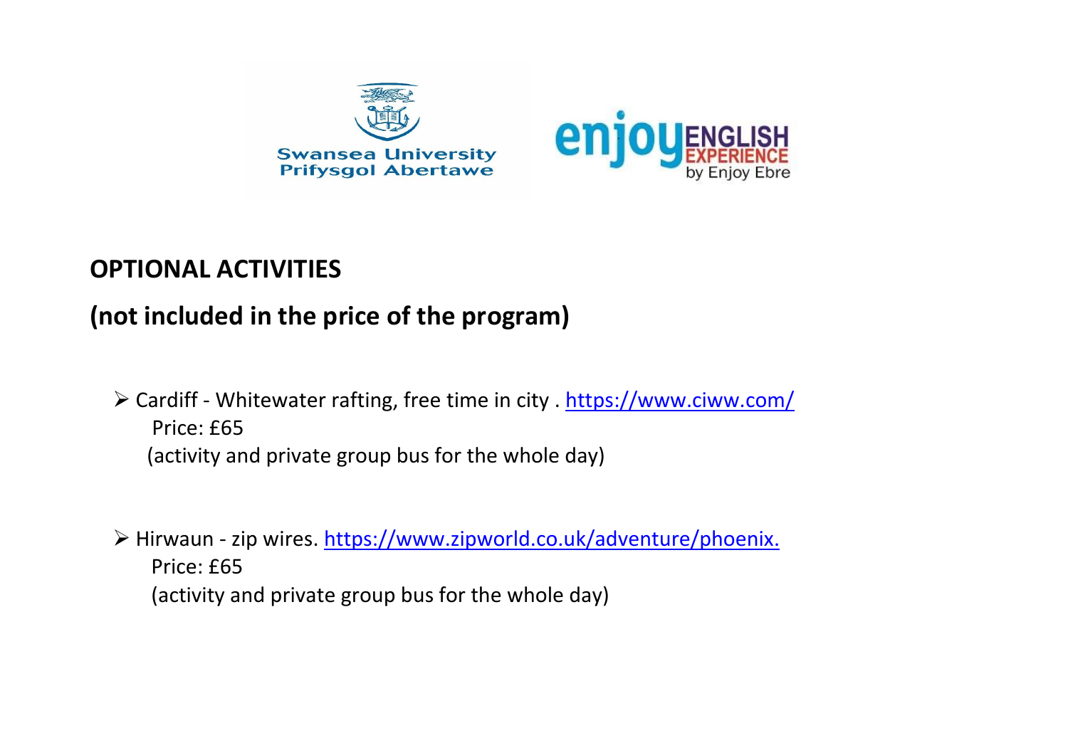## OPTIONAL ACTIVITIES

## (not included in the price of the program)

- Cardiff - Whitewater rafting, free time in city . https://www.ciww.com/
  Price: £65
  (activity and private group bus for the whole day)

- Hirwaun - zip wires. https://www.zipworld.co.uk/adventure/phoenix.
  Price: £65
  (activity and private group bus for the whole day)